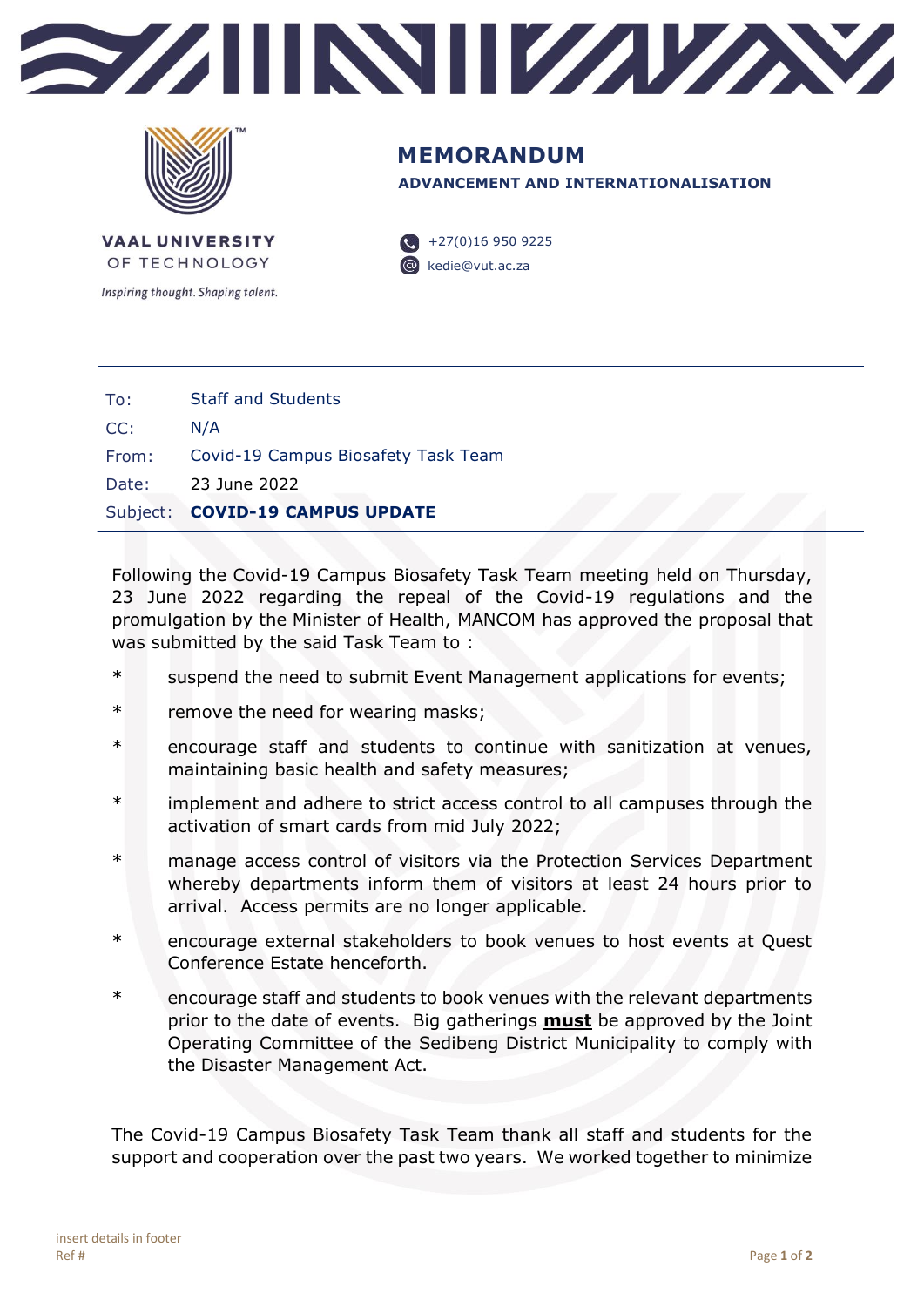VAAL UNIVERSITY OF TECHNOLOGY

*Inspiring thought. Shaping talent.*

# MEMORANDUM

**ADVANCEMENT AND INTERNATIONALISATION**

+27(0)16 950 9225

kedie@vut.ac.za

| | |
|---|---|
| To: | Staff and Students |
| CC: | N/A |
| From: | Covid-19 Campus Biosafety Task Team |
| Date: | 23 June 2022 |
| Subject: | **COVID-19 CAMPUS UPDATE** |

Following the Covid-19 Campus Biosafety Task Team meeting held on Thursday, 23 June 2022 regarding the repeal of the Covid-19 regulations and the promulgation by the Minister of Health, MANCOM has approved the proposal that was submitted by the said Task Team to :

* suspend the need to submit Event Management applications for events;
* remove the need for wearing masks;
* encourage staff and students to continue with sanitization at venues, maintaining basic health and safety measures;
* implement and adhere to strict access control to all campuses through the activation of smart cards from mid July 2022;
* manage access control of visitors via the Protection Services Department whereby departments inform them of visitors at least 24 hours prior to arrival. Access permits are no longer applicable.
* encourage external stakeholders to book venues to host events at Quest Conference Estate henceforth.
* encourage staff and students to book venues with the relevant departments prior to the date of events. Big gatherings **<u>must</u>** be approved by the Joint Operating Committee of the Sedibeng District Municipality to comply with the Disaster Management Act.

The Covid-19 Campus Biosafety Task Team thank all staff and students for the support and cooperation over the past two years. We worked together to minimize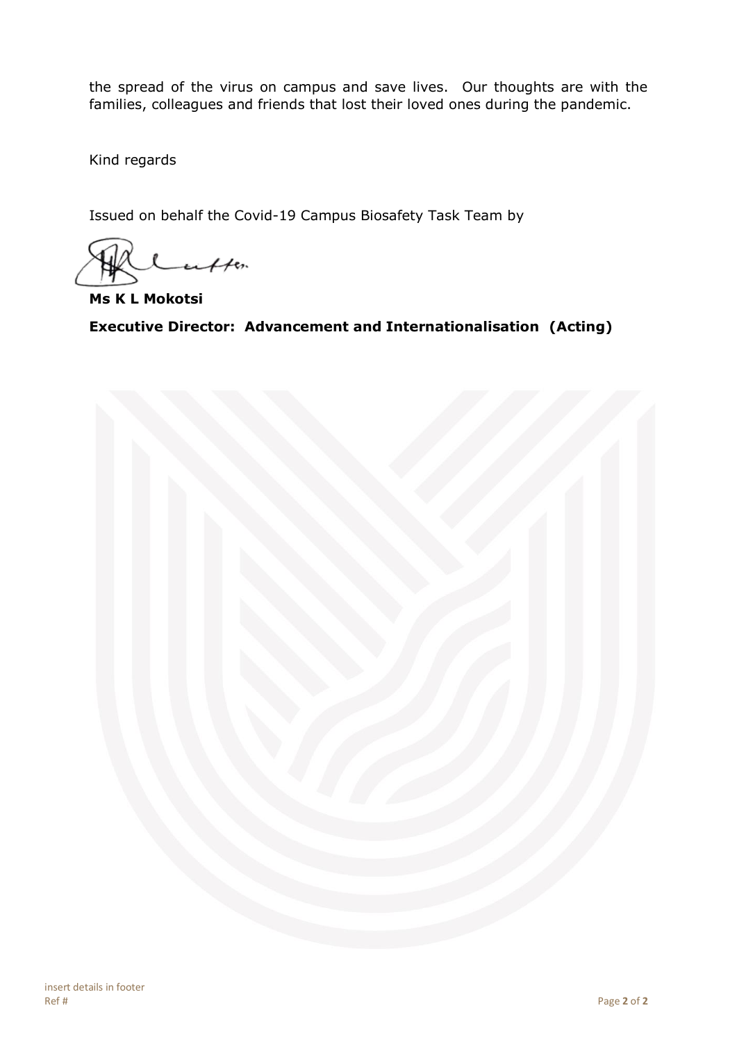the spread of the virus on campus and save lives. Our thoughts are with the families, colleagues and friends that lost their loved ones during the pandemic.

Kind regards

Issued on behalf the Covid-19 Campus Biosafety Task Team by

**Ms K L Mokotsi**

**Executive Director: Advancement and Internationalisation (Acting)**